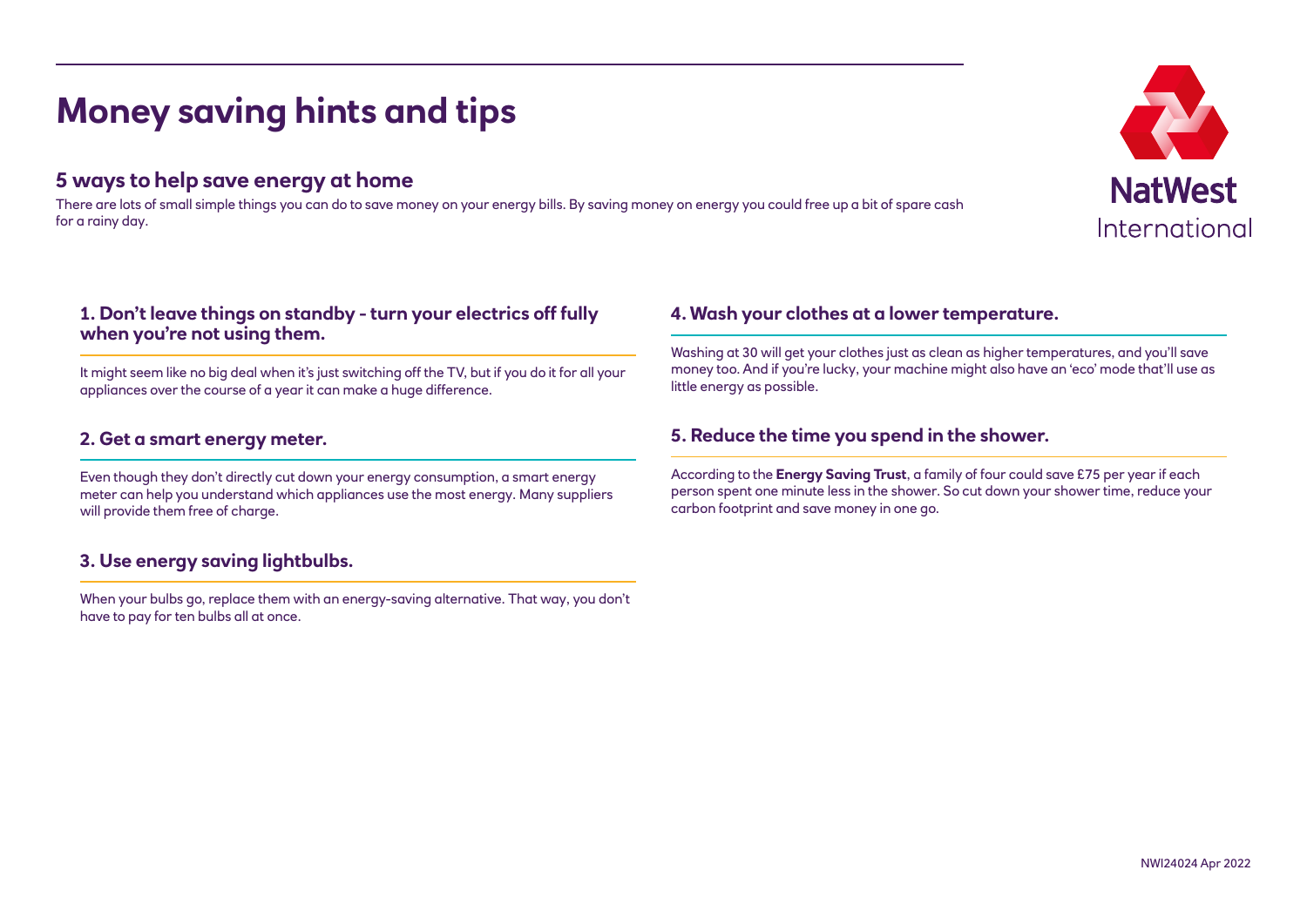# Money saving hints and tips

NatWest International

## 5 ways to help save energy at home

There are lots of small simple things you can do to save money on your energy bills. By saving money on energy you could free up a bit of spare cash for a rainy day.

### 1. Don't leave things on standby - turn your electrics off fully when you're not using them.

It might seem like no big deal when it's just switching off the TV, but if you do it for all your appliances over the course of a year it can make a huge difference.

### 2. Get a smart energy meter.

Even though they don't directly cut down your energy consumption, a smart energy meter can help you understand which appliances use the most energy. Many suppliers will provide them free of charge.

### 3. Use energy saving lightbulbs.

When your bulbs go, replace them with an energy-saving alternative. That way, you don't have to pay for ten bulbs all at once.

### 4. Wash your clothes at a lower temperature.

Washing at 30 will get your clothes just as clean as higher temperatures, and you'll save money too. And if you're lucky, your machine might also have an 'eco' mode that'll use as little energy as possible.

### 5. Reduce the time you spend in the shower.

According to the **Energy Saving Trust**, a family of four could save £75 per year if each person spent one minute less in the shower. So cut down your shower time, reduce your carbon footprint and save money in one go.

NWI24024 Apr 2022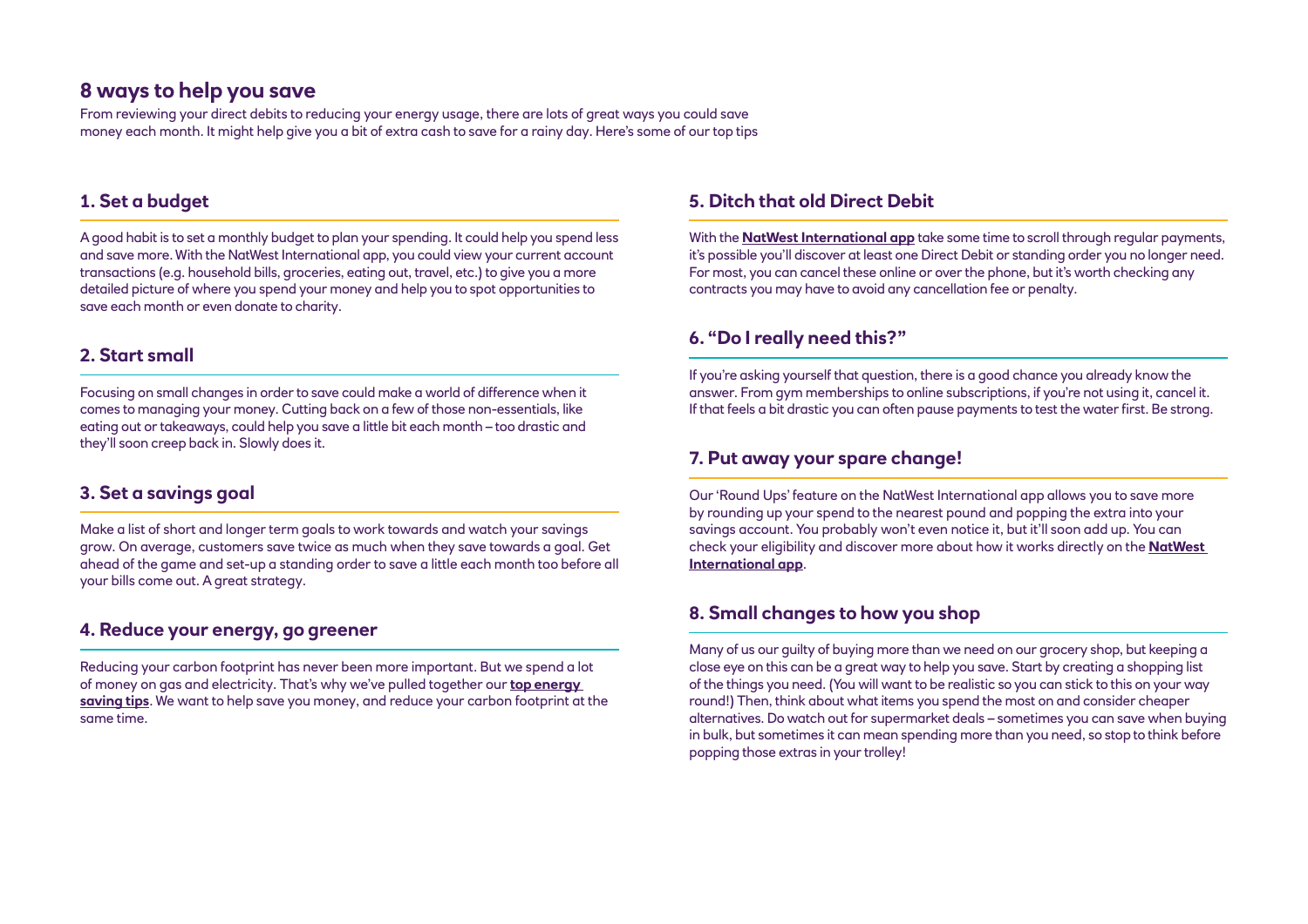## 8 ways to help you save

From reviewing your direct debits to reducing your energy usage, there are lots of great ways you could save money each month. It might help give you a bit of extra cash to save for a rainy day. Here's some of our top tips

### 1. Set a budget

A good habit is to set a monthly budget to plan your spending. It could help you spend less and save more. With the NatWest International app, you could view your current account transactions (e.g. household bills, groceries, eating out, travel, etc.) to give you a more detailed picture of where you spend your money and help you to spot opportunities to save each month or even donate to charity.

### 2. Start small

Focusing on small changes in order to save could make a world of difference when it comes to managing your money. Cutting back on a few of those non-essentials, like eating out or takeaways, could help you save a little bit each month – too drastic and they'll soon creep back in. Slowly does it.

### 3. Set a savings goal

Make a list of short and longer term goals to work towards and watch your savings grow. On average, customers save twice as much when they save towards a goal. Get ahead of the game and set-up a standing order to save a little each month too before all your bills come out. A great strategy.

### 4. Reduce your energy, go greener

Reducing your carbon footprint has never been more important. But we spend a lot of money on gas and electricity. That's why we've pulled together our **top energy saving tips**. We want to help save you money, and reduce your carbon footprint at the same time.

### 5. Ditch that old Direct Debit

With the **NatWest International app** take some time to scroll through regular payments, it's possible you'll discover at least one Direct Debit or standing order you no longer need. For most, you can cancel these online or over the phone, but it's worth checking any contracts you may have to avoid any cancellation fee or penalty.

### 6. "Do I really need this?"

If you're asking yourself that question, there is a good chance you already know the answer. From gym memberships to online subscriptions, if you're not using it, cancel it. If that feels a bit drastic you can often pause payments to test the water first. Be strong.

### 7. Put away your spare change!

Our 'Round Ups' feature on the NatWest International app allows you to save more by rounding up your spend to the nearest pound and popping the extra into your savings account. You probably won't even notice it, but it'll soon add up. You can check your eligibility and discover more about how it works directly on the **NatWest International app**.

### 8. Small changes to how you shop

Many of us our guilty of buying more than we need on our grocery shop, but keeping a close eye on this can be a great way to help you save. Start by creating a shopping list of the things you need. (You will want to be realistic so you can stick to this on your way round!) Then, think about what items you spend the most on and consider cheaper alternatives. Do watch out for supermarket deals – sometimes you can save when buying in bulk, but sometimes it can mean spending more than you need, so stop to think before popping those extras in your trolley!